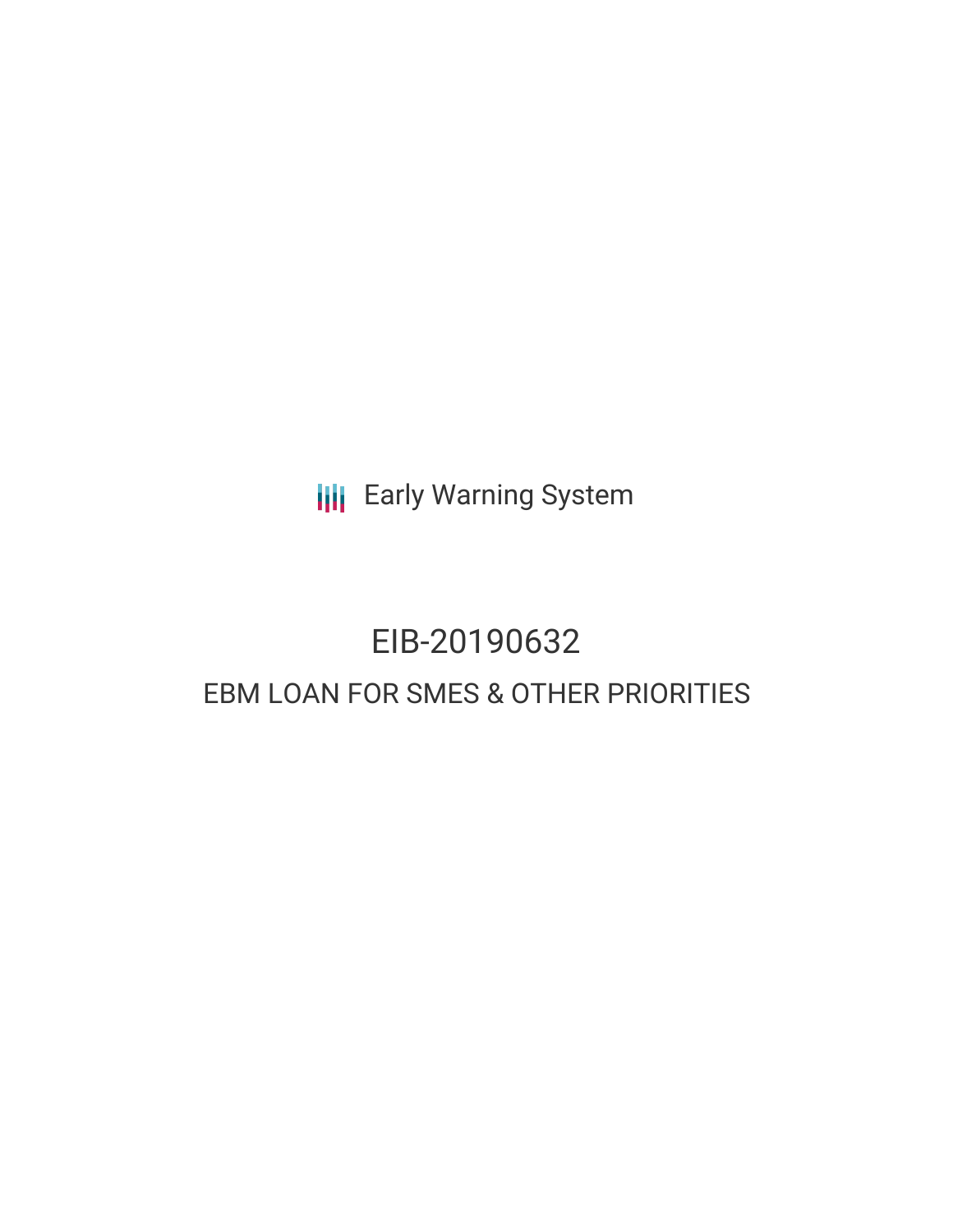Early Warning System

# EIB-20190632

## EBM LOAN FOR SMES & OTHER PRIORITIES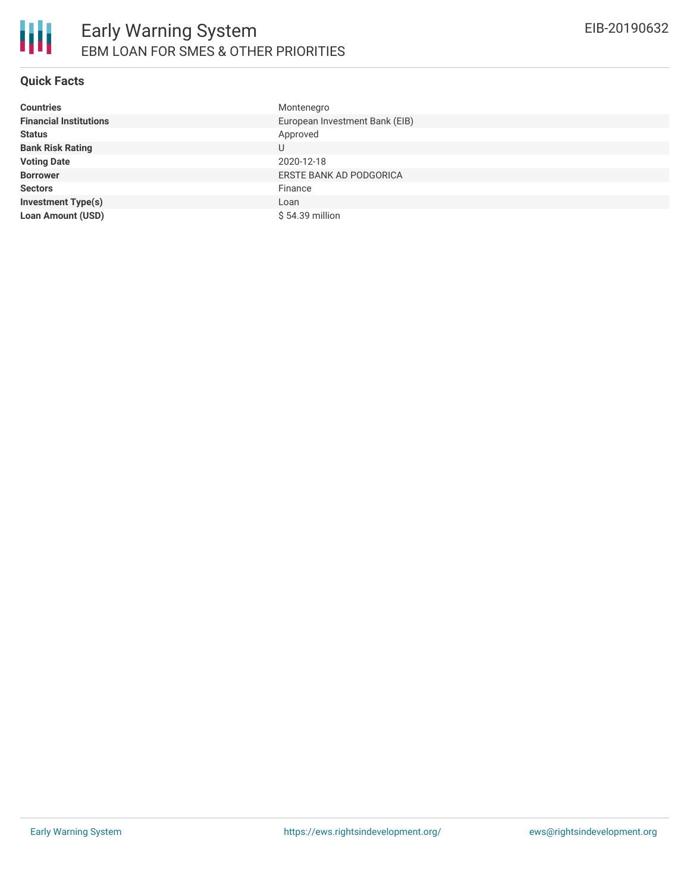# Early Warning System

## EBM LOAN FOR SMES & OTHER PRIORITIES

EIB-20190632

### Quick Facts

| | |
|---|---|
| **Countries** | Montenegro |
| **Financial Institutions** | European Investment Bank (EIB) |
| **Status** | Approved |
| **Bank Risk Rating** | U |
| **Voting Date** | 2020-12-18 |
| **Borrower** | ERSTE BANK AD PODGORICA |
| **Sectors** | Finance |
| **Investment Type(s)** | Loan |
| **Loan Amount (USD)** | $ 54.39 million |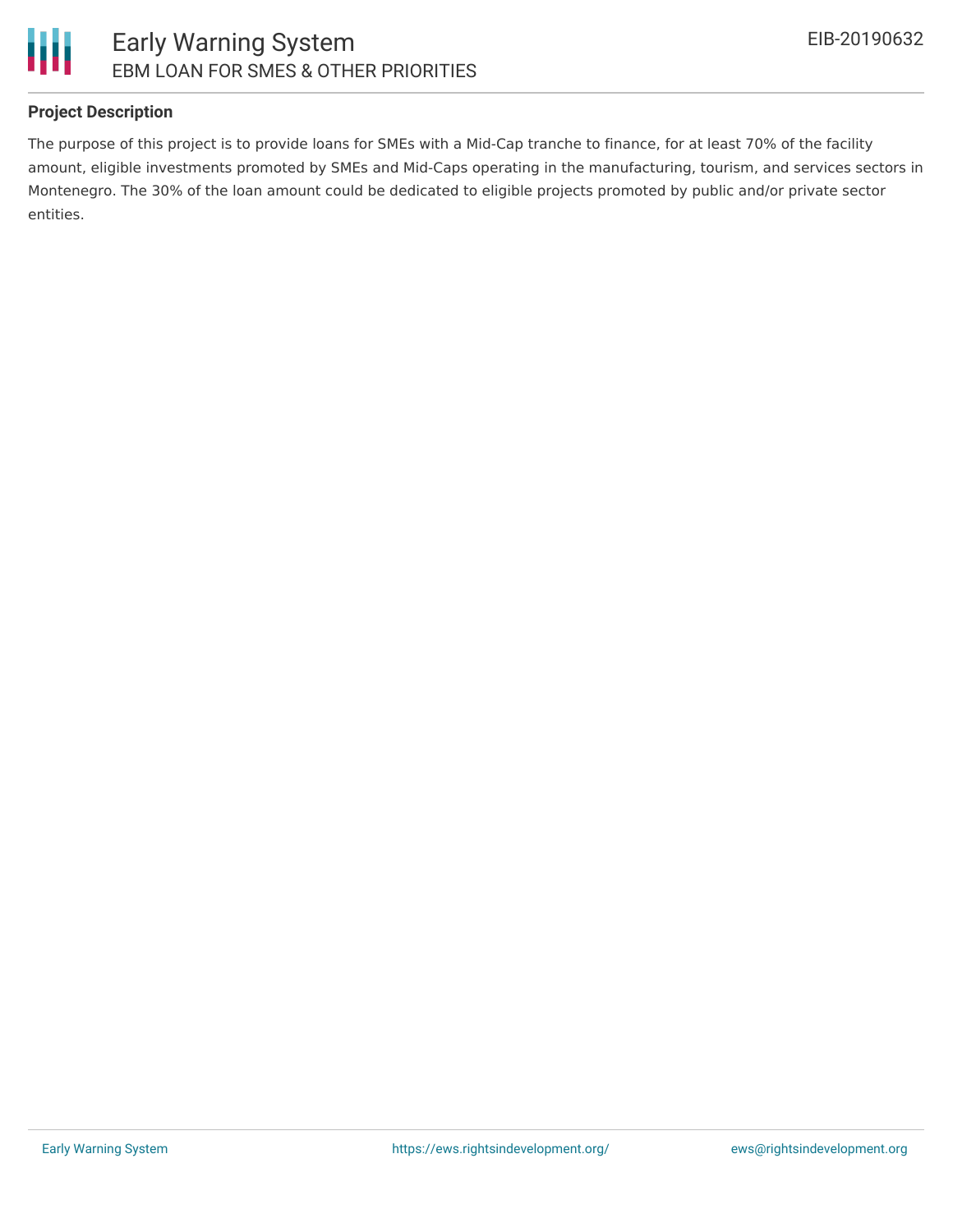## Project Description

The purpose of this project is to provide loans for SMEs with a Mid-Cap tranche to finance, for at least 70% of the facility amount, eligible investments promoted by SMEs and Mid-Caps operating in the manufacturing, tourism, and services sectors in Montenegro. The 30% of the loan amount could be dedicated to eligible projects promoted by public and/or private sector entities.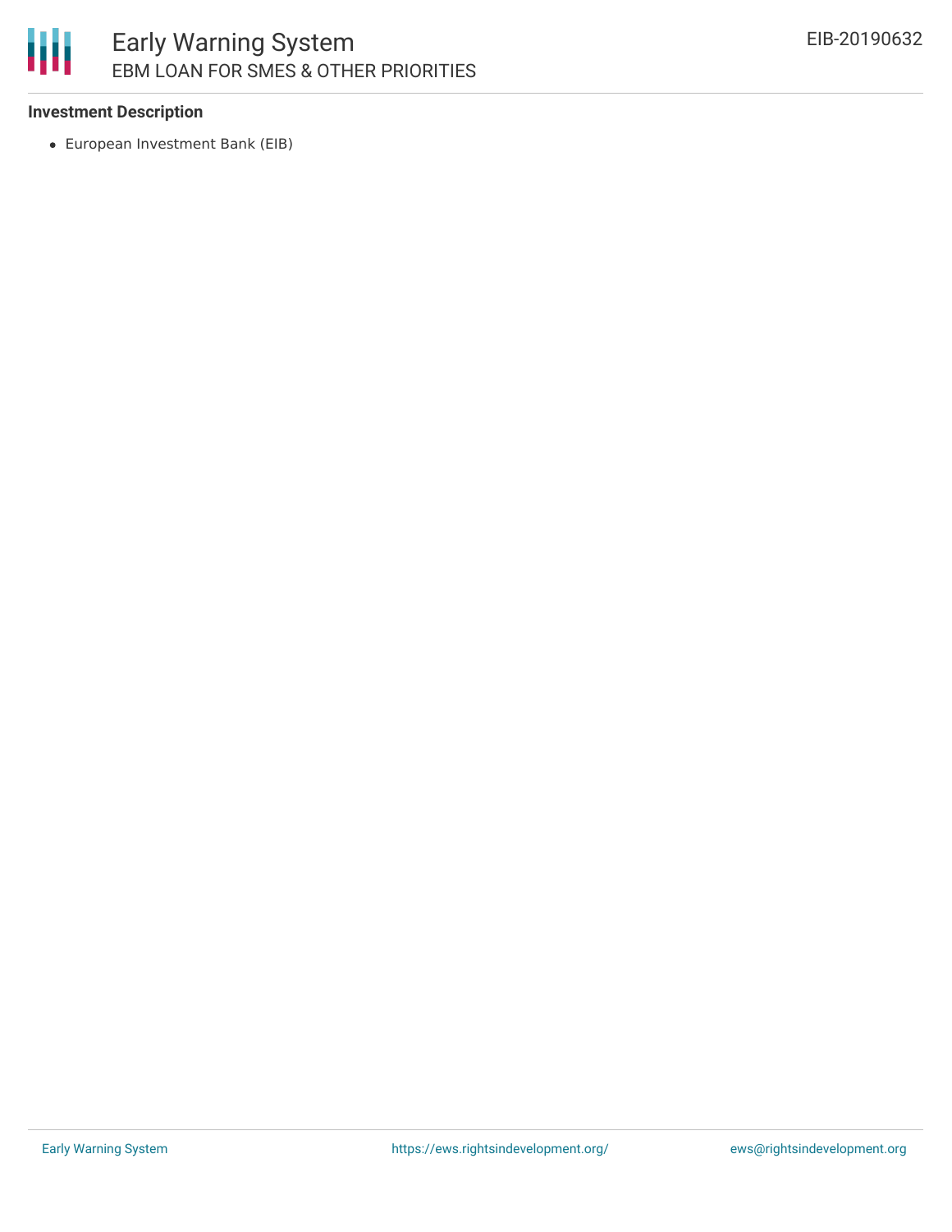**Investment Description**

- European Investment Bank (EIB)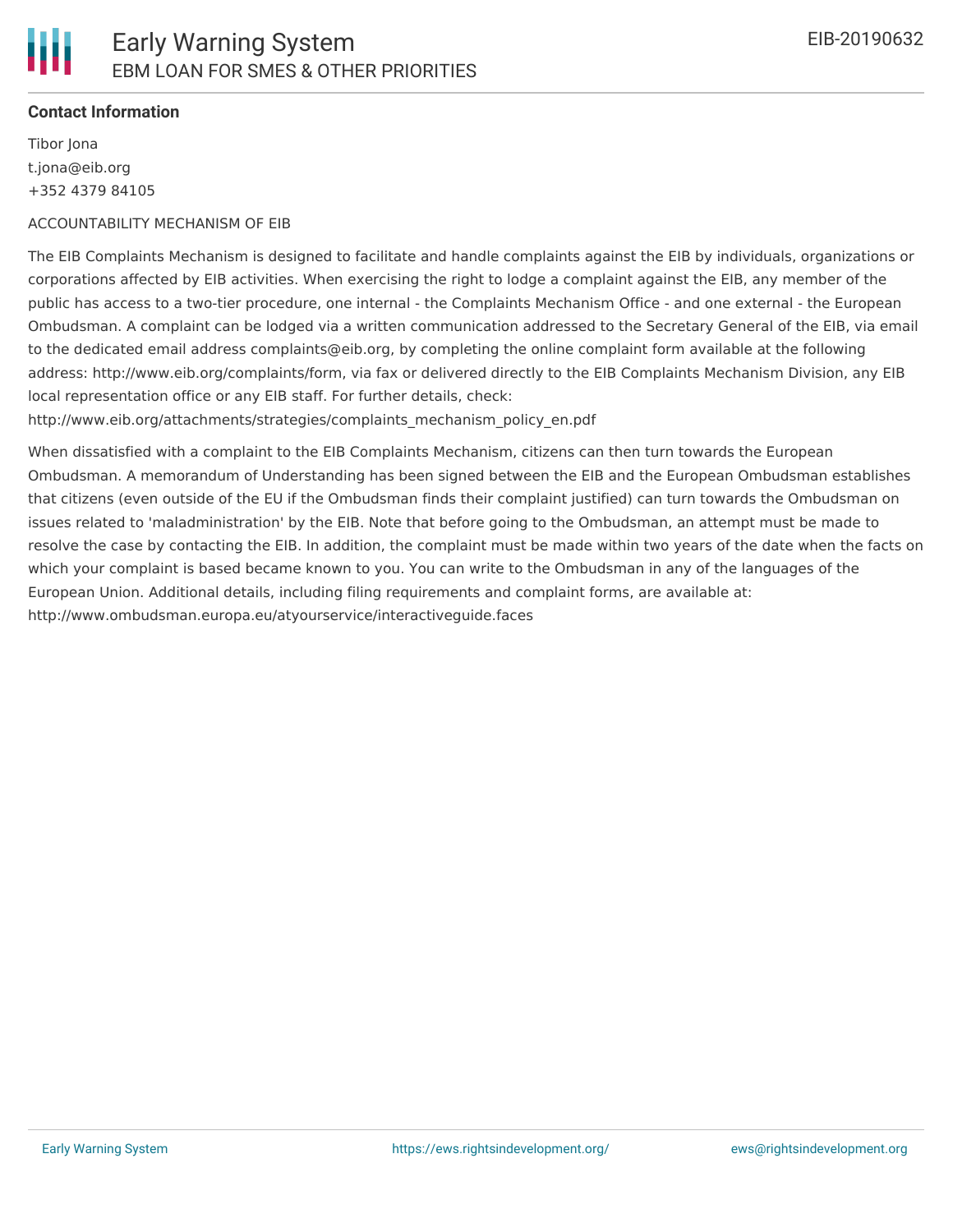**Contact Information**

Tibor Jona
t.jona@eib.org
+352 4379 84105

ACCOUNTABILITY MECHANISM OF EIB

The EIB Complaints Mechanism is designed to facilitate and handle complaints against the EIB by individuals, organizations or corporations affected by EIB activities. When exercising the right to lodge a complaint against the EIB, any member of the public has access to a two-tier procedure, one internal - the Complaints Mechanism Office - and one external - the European Ombudsman. A complaint can be lodged via a written communication addressed to the Secretary General of the EIB, via email to the dedicated email address complaints@eib.org, by completing the online complaint form available at the following address: http://www.eib.org/complaints/form, via fax or delivered directly to the EIB Complaints Mechanism Division, any EIB local representation office or any EIB staff. For further details, check: http://www.eib.org/attachments/strategies/complaints_mechanism_policy_en.pdf

When dissatisfied with a complaint to the EIB Complaints Mechanism, citizens can then turn towards the European Ombudsman. A memorandum of Understanding has been signed between the EIB and the European Ombudsman establishes that citizens (even outside of the EU if the Ombudsman finds their complaint justified) can turn towards the Ombudsman on issues related to 'maladministration' by the EIB. Note that before going to the Ombudsman, an attempt must be made to resolve the case by contacting the EIB. In addition, the complaint must be made within two years of the date when the facts on which your complaint is based became known to you. You can write to the Ombudsman in any of the languages of the European Union. Additional details, including filing requirements and complaint forms, are available at: http://www.ombudsman.europa.eu/atyourservice/interactiveguide.faces